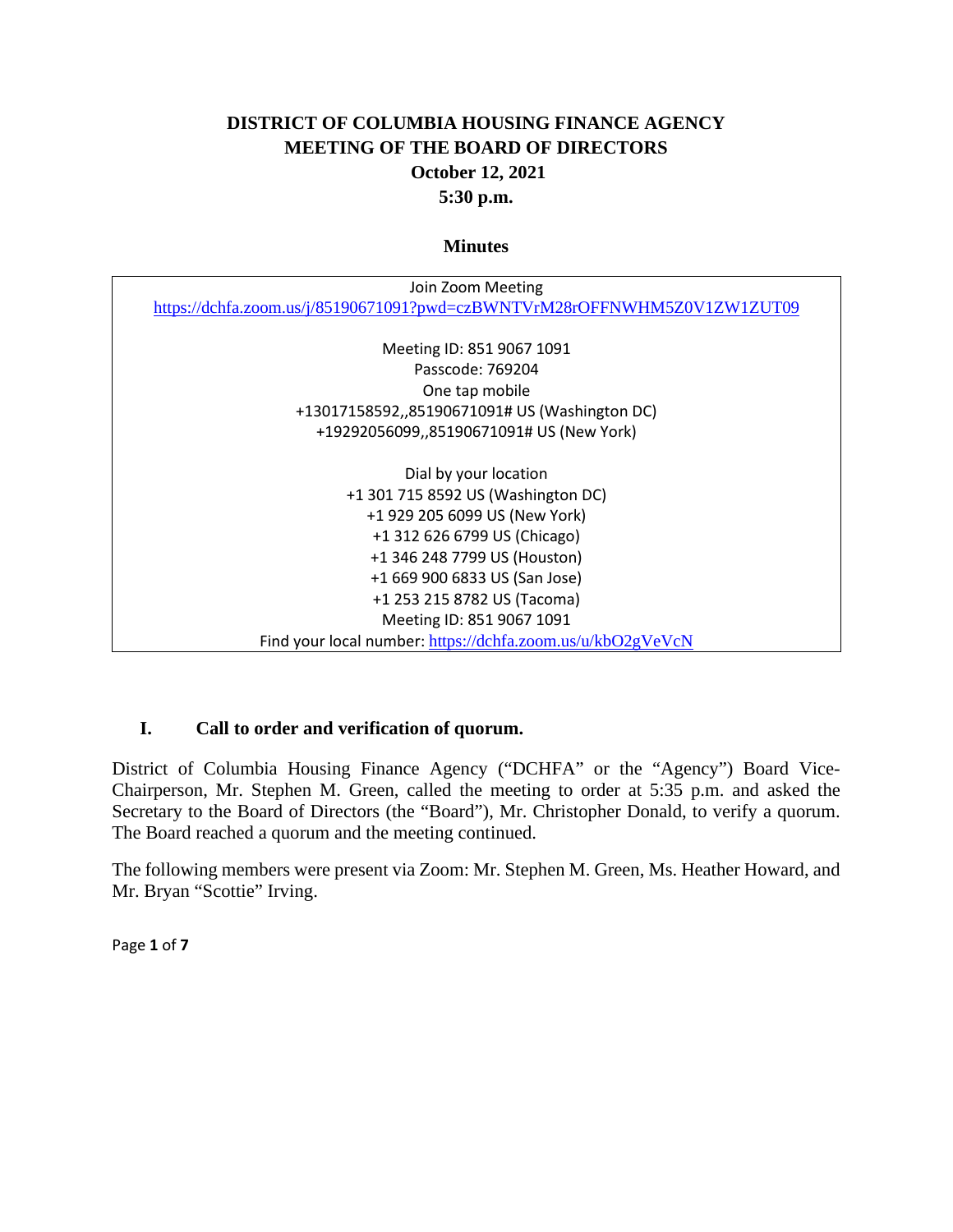# DISTRICT OF COLUMBIA HOUSING FINANCE AGENCY
## MEETING OF THE BOARD OF DIRECTORS
## October 12, 2021
## 5:30 p.m.

### Minutes

Join Zoom Meeting
https://dchfa.zoom.us/j/85190671091?pwd=czBWNTVrM28rOFFNWHM5Z0V1ZW1ZUT09

Meeting ID: 851 9067 1091
Passcode: 769204
One tap mobile
+13017158592,,85190671091# US (Washington DC)
+19292056099,,85190671091# US (New York)

Dial by your location
+1 301 715 8592 US (Washington DC)
+1 929 205 6099 US (New York)
+1 312 626 6799 US (Chicago)
+1 346 248 7799 US (Houston)
+1 669 900 6833 US (San Jose)
+1 253 215 8782 US (Tacoma)
Meeting ID: 851 9067 1091
Find your local number: https://dchfa.zoom.us/u/kbO2gVeVcN

## I. Call to order and verification of quorum.

District of Columbia Housing Finance Agency ("DCHFA" or the "Agency") Board Vice-Chairperson, Mr. Stephen M. Green, called the meeting to order at 5:35 p.m. and asked the Secretary to the Board of Directors (the "Board"), Mr. Christopher Donald, to verify a quorum. The Board reached a quorum and the meeting continued.

The following members were present via Zoom: Mr. Stephen M. Green, Ms. Heather Howard, and Mr. Bryan "Scottie" Irving.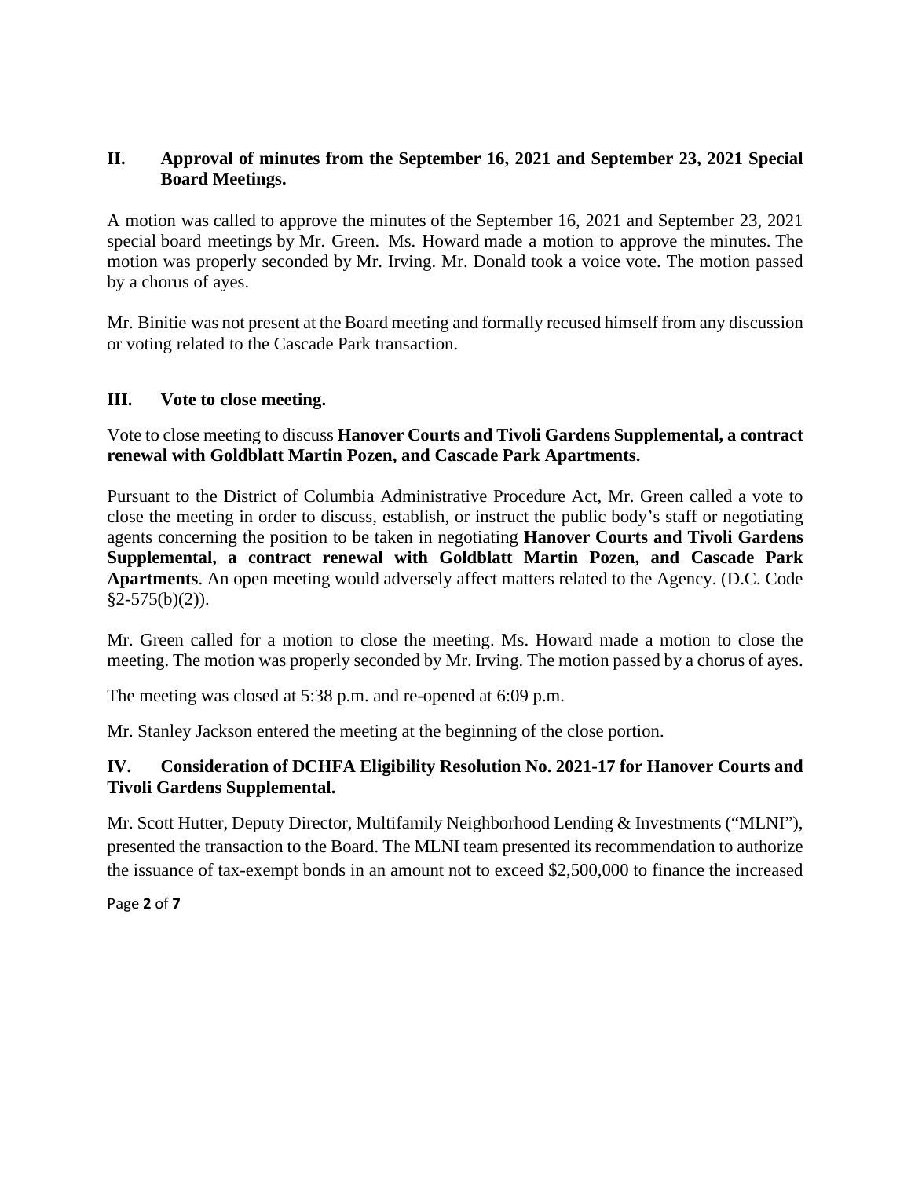## II. Approval of minutes from the September 16, 2021 and September 23, 2021 Special Board Meetings.

A motion was called to approve the minutes of the September 16, 2021 and September 23, 2021 special board meetings by Mr. Green. Ms. Howard made a motion to approve the minutes. The motion was properly seconded by Mr. Irving. Mr. Donald took a voice vote. The motion passed by a chorus of ayes.

Mr. Binitie was not present at the Board meeting and formally recused himself from any discussion or voting related to the Cascade Park transaction.

## III. Vote to close meeting.

Vote to close meeting to discuss **Hanover Courts and Tivoli Gardens Supplemental, a contract renewal with Goldblatt Martin Pozen, and Cascade Park Apartments.**

Pursuant to the District of Columbia Administrative Procedure Act, Mr. Green called a vote to close the meeting in order to discuss, establish, or instruct the public body's staff or negotiating agents concerning the position to be taken in negotiating **Hanover Courts and Tivoli Gardens Supplemental, a contract renewal with Goldblatt Martin Pozen, and Cascade Park Apartments**. An open meeting would adversely affect matters related to the Agency. (D.C. Code §2-575(b)(2)).

Mr. Green called for a motion to close the meeting. Ms. Howard made a motion to close the meeting. The motion was properly seconded by Mr. Irving. The motion passed by a chorus of ayes.

The meeting was closed at 5:38 p.m. and re-opened at 6:09 p.m.

Mr. Stanley Jackson entered the meeting at the beginning of the close portion.

## IV. Consideration of DCHFA Eligibility Resolution No. 2021-17 for Hanover Courts and Tivoli Gardens Supplemental.

Mr. Scott Hutter, Deputy Director, Multifamily Neighborhood Lending & Investments ("MLNI"), presented the transaction to the Board. The MLNI team presented its recommendation to authorize the issuance of tax-exempt bonds in an amount not to exceed $2,500,000 to finance the increased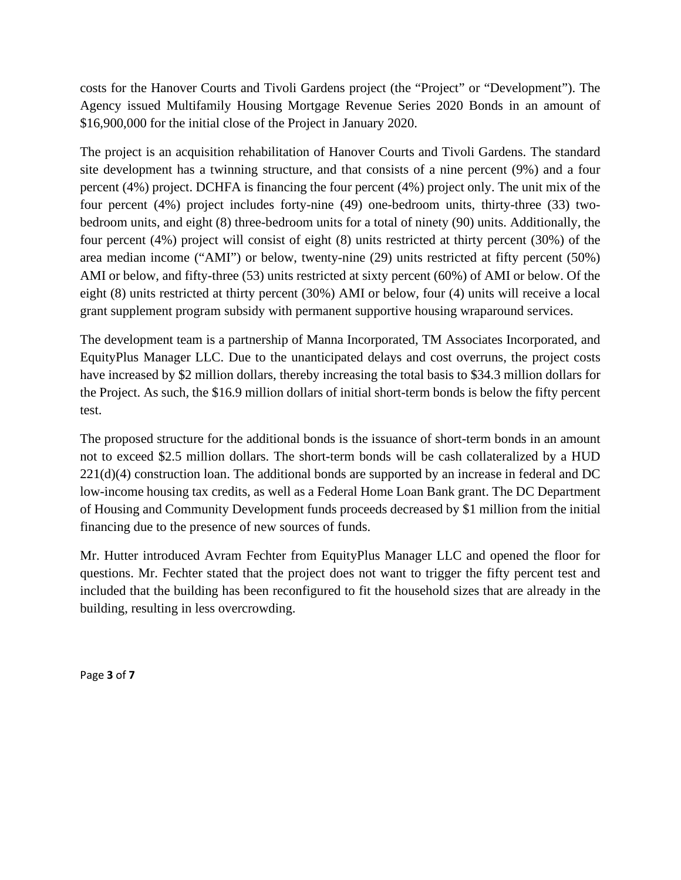costs for the Hanover Courts and Tivoli Gardens project (the "Project" or "Development"). The Agency issued Multifamily Housing Mortgage Revenue Series 2020 Bonds in an amount of $16,900,000 for the initial close of the Project in January 2020.

The project is an acquisition rehabilitation of Hanover Courts and Tivoli Gardens. The standard site development has a twinning structure, and that consists of a nine percent (9%) and a four percent (4%) project. DCHFA is financing the four percent (4%) project only. The unit mix of the four percent (4%) project includes forty-nine (49) one-bedroom units, thirty-three (33) two-bedroom units, and eight (8) three-bedroom units for a total of ninety (90) units. Additionally, the four percent (4%) project will consist of eight (8) units restricted at thirty percent (30%) of the area median income ("AMI") or below, twenty-nine (29) units restricted at fifty percent (50%) AMI or below, and fifty-three (53) units restricted at sixty percent (60%) of AMI or below. Of the eight (8) units restricted at thirty percent (30%) AMI or below, four (4) units will receive a local grant supplement program subsidy with permanent supportive housing wraparound services.

The development team is a partnership of Manna Incorporated, TM Associates Incorporated, and EquityPlus Manager LLC. Due to the unanticipated delays and cost overruns, the project costs have increased by $2 million dollars, thereby increasing the total basis to $34.3 million dollars for the Project. As such, the $16.9 million dollars of initial short-term bonds is below the fifty percent test.

The proposed structure for the additional bonds is the issuance of short-term bonds in an amount not to exceed $2.5 million dollars. The short-term bonds will be cash collateralized by a HUD 221(d)(4) construction loan. The additional bonds are supported by an increase in federal and DC low-income housing tax credits, as well as a Federal Home Loan Bank grant. The DC Department of Housing and Community Development funds proceeds decreased by $1 million from the initial financing due to the presence of new sources of funds.

Mr. Hutter introduced Avram Fechter from EquityPlus Manager LLC and opened the floor for questions. Mr. Fechter stated that the project does not want to trigger the fifty percent test and included that the building has been reconfigured to fit the household sizes that are already in the building, resulting in less overcrowding.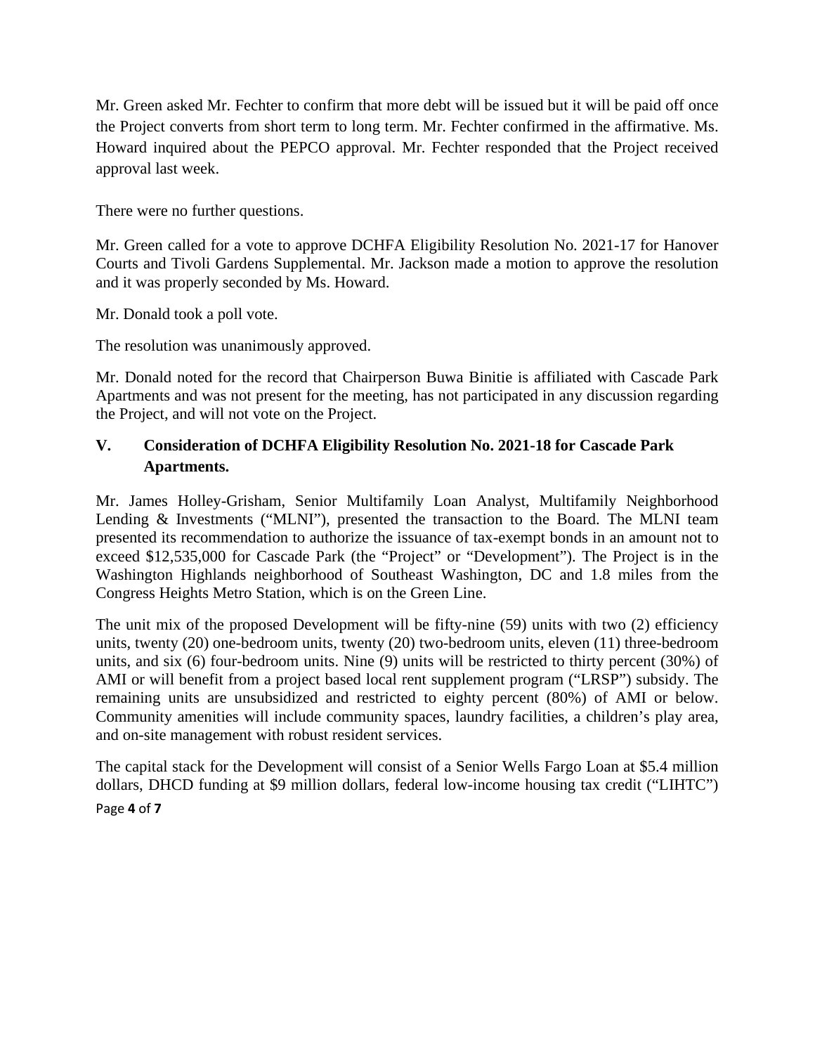Mr. Green asked Mr. Fechter to confirm that more debt will be issued but it will be paid off once the Project converts from short term to long term. Mr. Fechter confirmed in the affirmative. Ms. Howard inquired about the PEPCO approval. Mr. Fechter responded that the Project received approval last week.

There were no further questions.

Mr. Green called for a vote to approve DCHFA Eligibility Resolution No. 2021-17 for Hanover Courts and Tivoli Gardens Supplemental. Mr. Jackson made a motion to approve the resolution and it was properly seconded by Ms. Howard.

Mr. Donald took a poll vote.

The resolution was unanimously approved.

Mr. Donald noted for the record that Chairperson Buwa Binitie is affiliated with Cascade Park Apartments and was not present for the meeting, has not participated in any discussion regarding the Project, and will not vote on the Project.

## V. Consideration of DCHFA Eligibility Resolution No. 2021-18 for Cascade Park Apartments.

Mr. James Holley-Grisham, Senior Multifamily Loan Analyst, Multifamily Neighborhood Lending & Investments ("MLNI"), presented the transaction to the Board. The MLNI team presented its recommendation to authorize the issuance of tax-exempt bonds in an amount not to exceed $12,535,000 for Cascade Park (the "Project" or "Development"). The Project is in the Washington Highlands neighborhood of Southeast Washington, DC and 1.8 miles from the Congress Heights Metro Station, which is on the Green Line.

The unit mix of the proposed Development will be fifty-nine (59) units with two (2) efficiency units, twenty (20) one-bedroom units, twenty (20) two-bedroom units, eleven (11) three-bedroom units, and six (6) four-bedroom units. Nine (9) units will be restricted to thirty percent (30%) of AMI or will benefit from a project based local rent supplement program ("LRSP") subsidy. The remaining units are unsubsidized and restricted to eighty percent (80%) of AMI or below. Community amenities will include community spaces, laundry facilities, a children's play area, and on-site management with robust resident services.

The capital stack for the Development will consist of a Senior Wells Fargo Loan at $5.4 million dollars, DHCD funding at $9 million dollars, federal low-income housing tax credit ("LIHTC")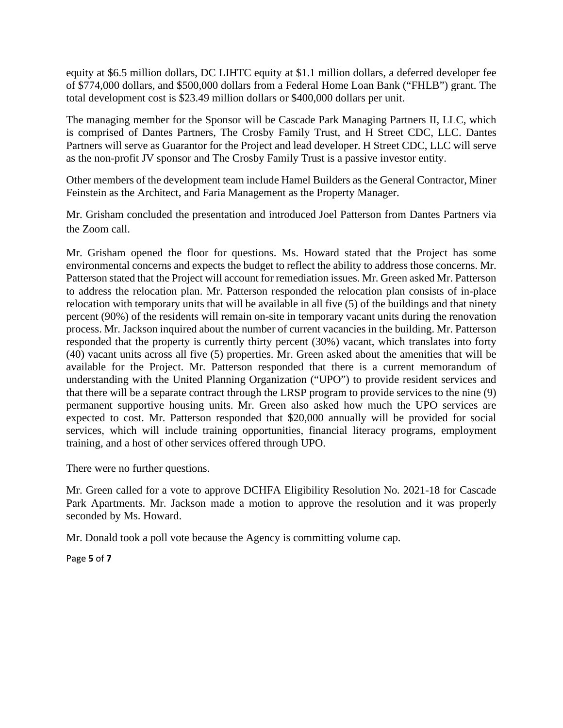equity at $6.5 million dollars, DC LIHTC equity at $1.1 million dollars, a deferred developer fee of $774,000 dollars, and $500,000 dollars from a Federal Home Loan Bank ("FHLB") grant. The total development cost is $23.49 million dollars or $400,000 dollars per unit.

The managing member for the Sponsor will be Cascade Park Managing Partners II, LLC, which is comprised of Dantes Partners, The Crosby Family Trust, and H Street CDC, LLC. Dantes Partners will serve as Guarantor for the Project and lead developer. H Street CDC, LLC will serve as the non-profit JV sponsor and The Crosby Family Trust is a passive investor entity.

Other members of the development team include Hamel Builders as the General Contractor, Miner Feinstein as the Architect, and Faria Management as the Property Manager.

Mr. Grisham concluded the presentation and introduced Joel Patterson from Dantes Partners via the Zoom call.

Mr. Grisham opened the floor for questions. Ms. Howard stated that the Project has some environmental concerns and expects the budget to reflect the ability to address those concerns. Mr. Patterson stated that the Project will account for remediation issues. Mr. Green asked Mr. Patterson to address the relocation plan. Mr. Patterson responded the relocation plan consists of in-place relocation with temporary units that will be available in all five (5) of the buildings and that ninety percent (90%) of the residents will remain on-site in temporary vacant units during the renovation process. Mr. Jackson inquired about the number of current vacancies in the building. Mr. Patterson responded that the property is currently thirty percent (30%) vacant, which translates into forty (40) vacant units across all five (5) properties. Mr. Green asked about the amenities that will be available for the Project. Mr. Patterson responded that there is a current memorandum of understanding with the United Planning Organization ("UPO") to provide resident services and that there will be a separate contract through the LRSP program to provide services to the nine (9) permanent supportive housing units. Mr. Green also asked how much the UPO services are expected to cost. Mr. Patterson responded that $20,000 annually will be provided for social services, which will include training opportunities, financial literacy programs, employment training, and a host of other services offered through UPO.

There were no further questions.

Mr. Green called for a vote to approve DCHFA Eligibility Resolution No. 2021-18 for Cascade Park Apartments. Mr. Jackson made a motion to approve the resolution and it was properly seconded by Ms. Howard.

Mr. Donald took a poll vote because the Agency is committing volume cap.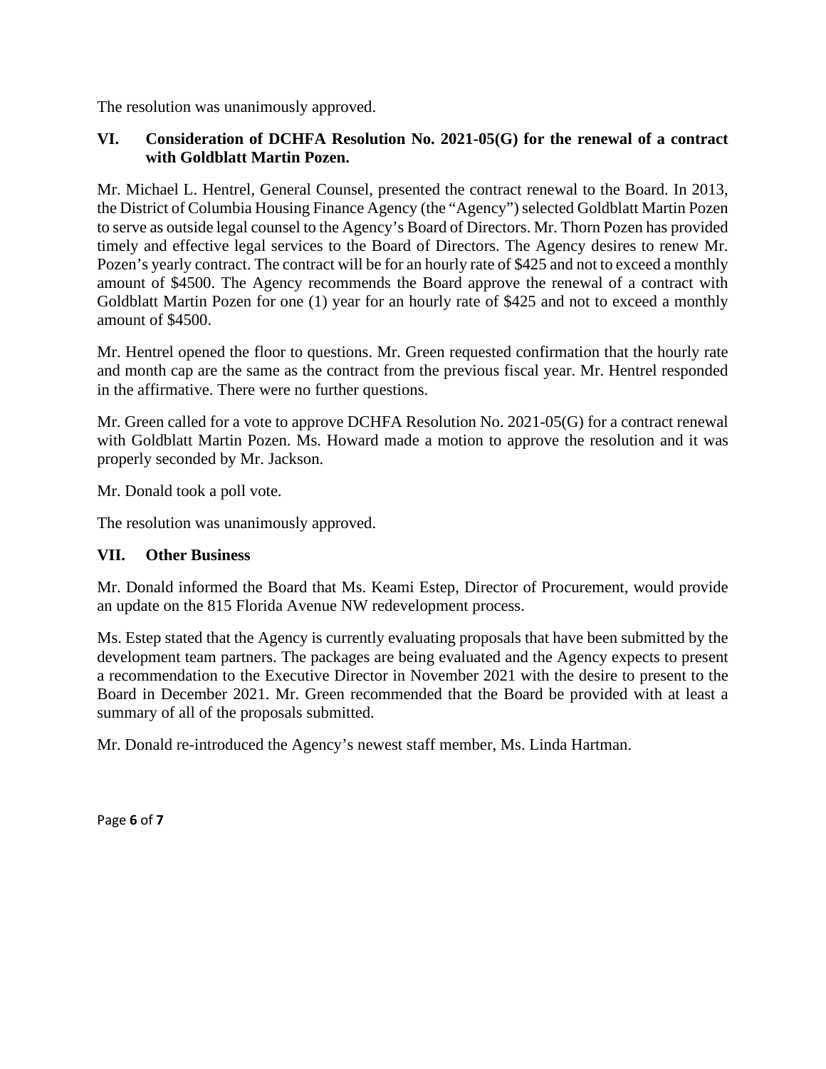The resolution was unanimously approved.

## VI. Consideration of DCHFA Resolution No. 2021-05(G) for the renewal of a contract with Goldblatt Martin Pozen.

Mr. Michael L. Hentrel, General Counsel, presented the contract renewal to the Board. In 2013, the District of Columbia Housing Finance Agency (the "Agency") selected Goldblatt Martin Pozen to serve as outside legal counsel to the Agency's Board of Directors. Mr. Thorn Pozen has provided timely and effective legal services to the Board of Directors. The Agency desires to renew Mr. Pozen's yearly contract. The contract will be for an hourly rate of $425 and not to exceed a monthly amount of $4500. The Agency recommends the Board approve the renewal of a contract with Goldblatt Martin Pozen for one (1) year for an hourly rate of $425 and not to exceed a monthly amount of $4500.

Mr. Hentrel opened the floor to questions. Mr. Green requested confirmation that the hourly rate and month cap are the same as the contract from the previous fiscal year. Mr. Hentrel responded in the affirmative. There were no further questions.

Mr. Green called for a vote to approve DCHFA Resolution No. 2021-05(G) for a contract renewal with Goldblatt Martin Pozen. Ms. Howard made a motion to approve the resolution and it was properly seconded by Mr. Jackson.

Mr. Donald took a poll vote.

The resolution was unanimously approved.

## VII. Other Business

Mr. Donald informed the Board that Ms. Keami Estep, Director of Procurement, would provide an update on the 815 Florida Avenue NW redevelopment process.

Ms. Estep stated that the Agency is currently evaluating proposals that have been submitted by the development team partners. The packages are being evaluated and the Agency expects to present a recommendation to the Executive Director in November 2021 with the desire to present to the Board in December 2021. Mr. Green recommended that the Board be provided with at least a summary of all of the proposals submitted.

Mr. Donald re-introduced the Agency's newest staff member, Ms. Linda Hartman.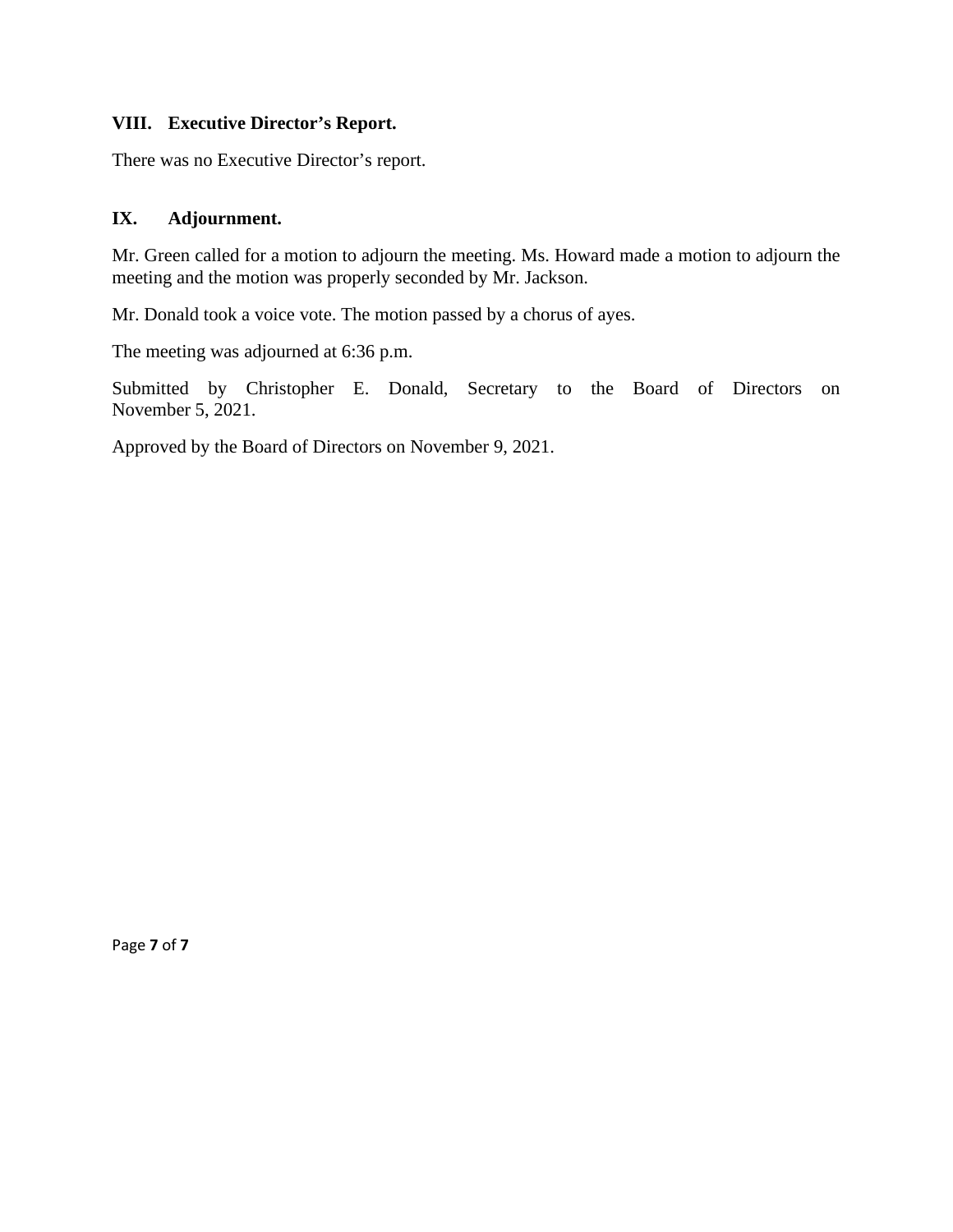## VIII. Executive Director's Report.

There was no Executive Director's report.

## IX. Adjournment.

Mr. Green called for a motion to adjourn the meeting. Ms. Howard made a motion to adjourn the meeting and the motion was properly seconded by Mr. Jackson.

Mr. Donald took a voice vote. The motion passed by a chorus of ayes.

The meeting was adjourned at 6:36 p.m.

Submitted by Christopher E. Donald, Secretary to the Board of Directors on November 5, 2021.

Approved by the Board of Directors on November 9, 2021.